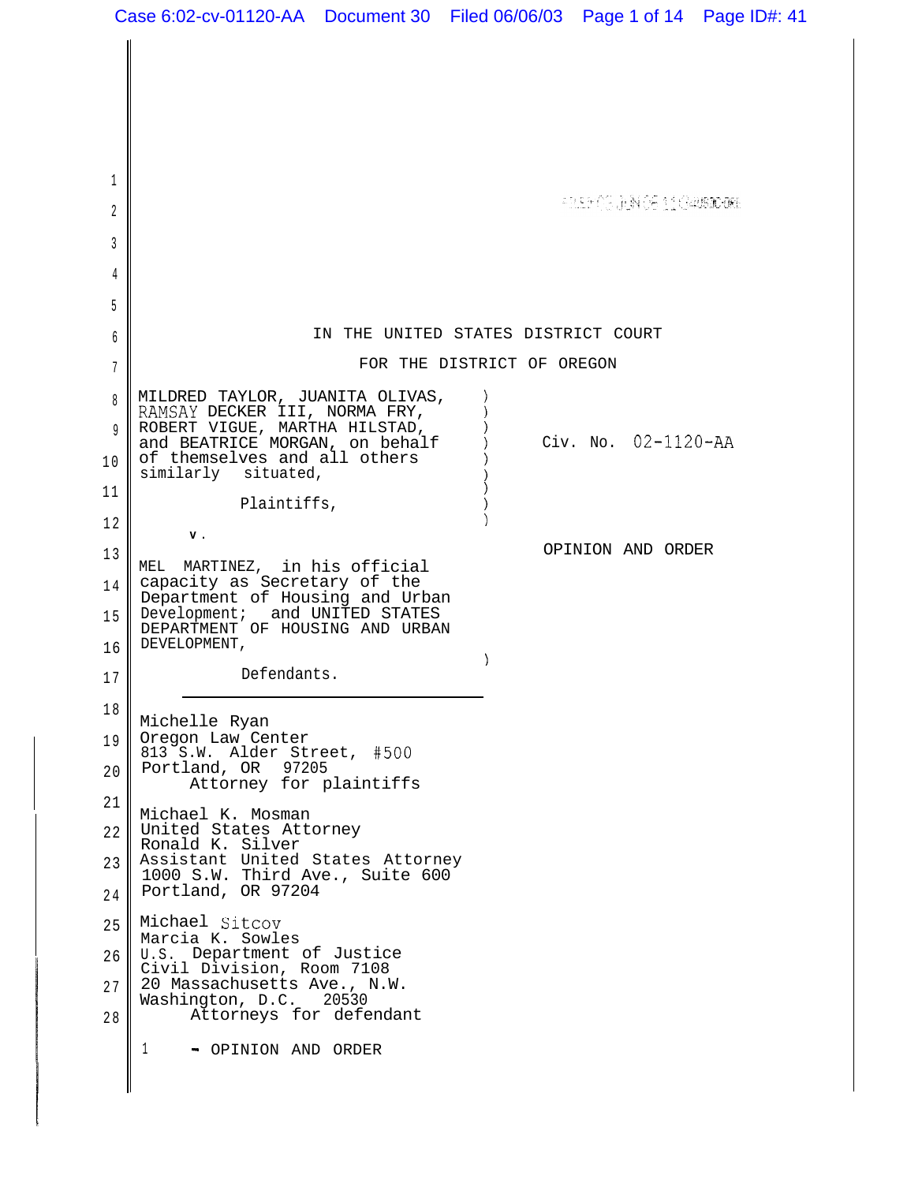IN THE UNITED STATES DISTRICT COURT

FOR THE DISTRICT OF OREGON

MILDRED TAYLOR, JUANITA OLIVAS, RAMSAY DECKER III, NORMA FRY, ROBERT VIGUE, MARTHA HILSTAD, and BEATRICE MORGAN, on behalf of themselves and all others similarly situated,

Plaintiffs,

v.

MEL MARTINEZ, in his official capacity as Secretary of the Department of Housing and Urban Development; and UNITED STATES DEPARTMENT OF HOUSING AND URBAN DEVELOPMENT,

Defendants.

Civ. No. 02-1120-AA

OPINION AND ORDER

Michelle Ryan
Oregon Law Center
813 S.W. Alder Street, #500
Portland, OR 97205
Attorney for plaintiffs

Michael K. Mosman
United States Attorney
Ronald K. Silver
Assistant United States Attorney
1000 S.W. Third Ave., Suite 600
Portland, OR 97204

Michael Sitcov
Marcia K. Sowles
U.S. Department of Justice
Civil Division, Room 7108
20 Massachusetts Ave., N.W.
Washington, D.C. 20530
Attorneys for defendant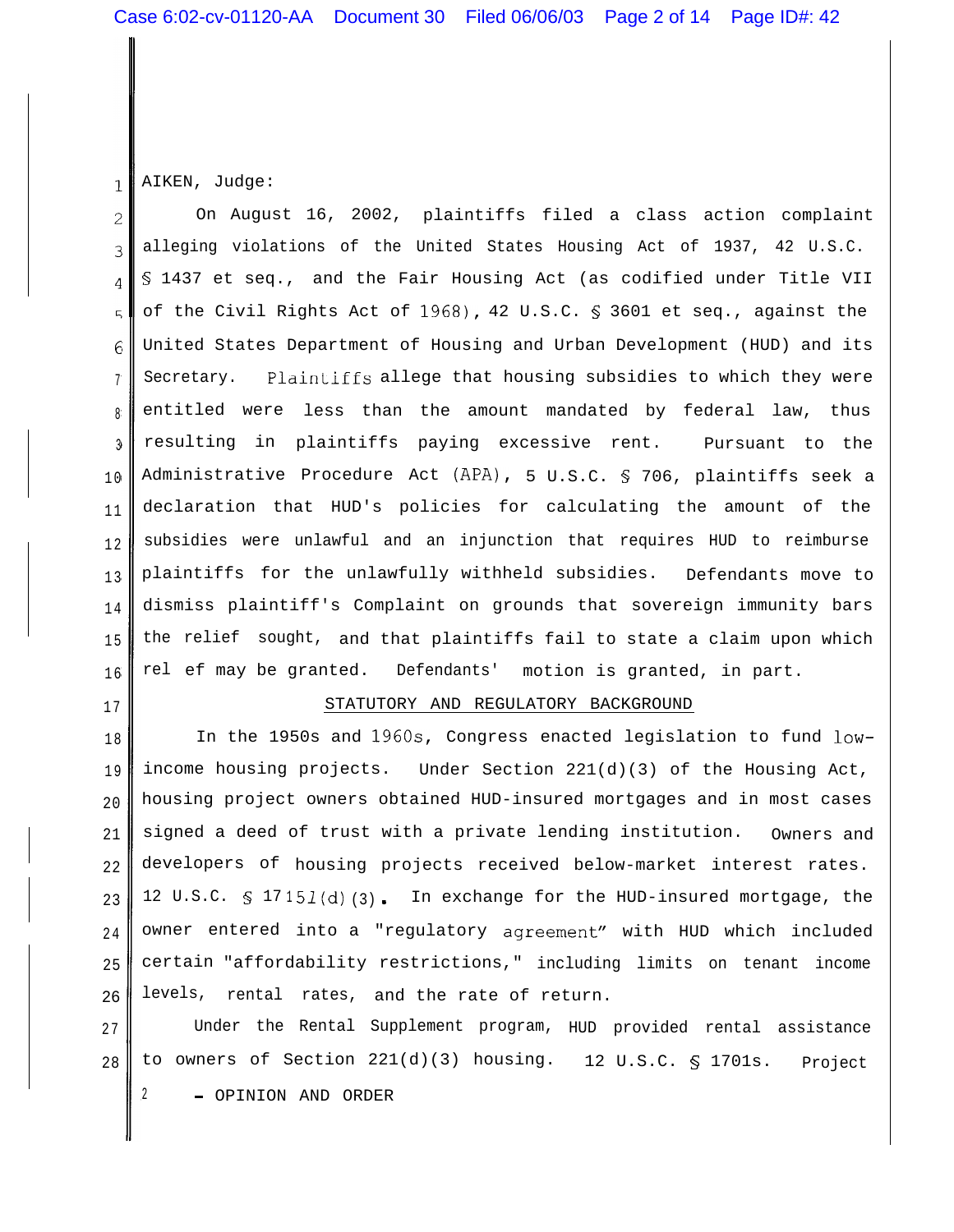AIKEN, Judge:

On August 16, 2002, plaintiffs filed a class action complaint alleging violations of the United States Housing Act of 1937, 42 U.S.C. § 1437 et seq., and the Fair Housing Act (as codified under Title VII of the Civil Rights Act of 1968), 42 U.S.C. § 3601 et seq., against the United States Department of Housing and Urban Development (HUD) and its Secretary. Plaintiffs allege that housing subsidies to which they were entitled were less than the amount mandated by federal law, thus resulting in plaintiffs paying excessive rent. Pursuant to the Administrative Procedure Act (APA), 5 U.S.C. § 706, plaintiffs seek a declaration that HUD's policies for calculating the amount of the subsidies were unlawful and an injunction that requires HUD to reimburse plaintiffs for the unlawfully withheld subsidies. Defendants move to dismiss plaintiff's Complaint on grounds that sovereign immunity bars the relief sought, and that plaintiffs fail to state a claim upon which rel ef may be granted. Defendants' motion is granted, in part.

## STATUTORY AND REGULATORY BACKGROUND

In the 1950s and 1960s, Congress enacted legislation to fund low-income housing projects. Under Section 221(d)(3) of the Housing Act, housing project owners obtained HUD-insured mortgages and in most cases signed a deed of trust with a private lending institution. Owners and developers of housing projects received below-market interest rates. 12 U.S.C. § 1715l(d)(3). In exchange for the HUD-insured mortgage, the owner entered into a "regulatory agreement" with HUD which included certain "affordability restrictions," including limits on tenant income levels, rental rates, and the rate of return.

Under the Rental Supplement program, HUD provided rental assistance to owners of Section 221(d)(3) housing. 12 U.S.C. § 1701s. Project

2 - OPINION AND ORDER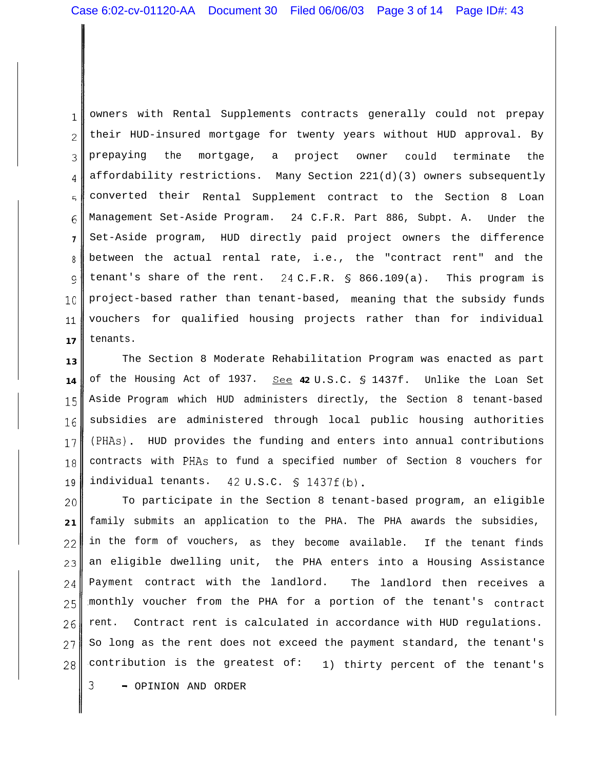owners with Rental Supplements contracts generally could not prepay their HUD-insured mortgage for twenty years without HUD approval. By prepaying the mortgage, a project owner could terminate the affordability restrictions. Many Section 221(d)(3) owners subsequently converted their Rental Supplement contract to the Section 8 Loan Management Set-Aside Program. 24 C.F.R. Part 886, Subpt. A. Under the Set-Aside program, HUD directly paid project owners the difference between the actual rental rate, i.e., the "contract rent" and the tenant's share of the rent. 24 C.F.R. § 866.109(a). This program is project-based rather than tenant-based, meaning that the subsidy funds vouchers for qualified housing projects rather than for individual tenants.

The Section 8 Moderate Rehabilitation Program was enacted as part of the Housing Act of 1937. See 42 U.S.C. § 1437f. Unlike the Loan Set Aside Program which HUD administers directly, the Section 8 tenant-based subsidies are administered through local public housing authorities (PHAs). HUD provides the funding and enters into annual contributions contracts with PHAs to fund a specified number of Section 8 vouchers for individual tenants. 42 U.S.C. § 1437f(b).

To participate in the Section 8 tenant-based program, an eligible family submits an application to the PHA. The PHA awards the subsidies, in the form of vouchers, as they become available. If the tenant finds an eligible dwelling unit, the PHA enters into a Housing Assistance Payment contract with the landlord. The landlord then receives a monthly voucher from the PHA for a portion of the tenant's contract rent. Contract rent is calculated in accordance with HUD regulations. So long as the rent does not exceed the payment standard, the tenant's contribution is the greatest of: 1) thirty percent of the tenant's

3 - OPINION AND ORDER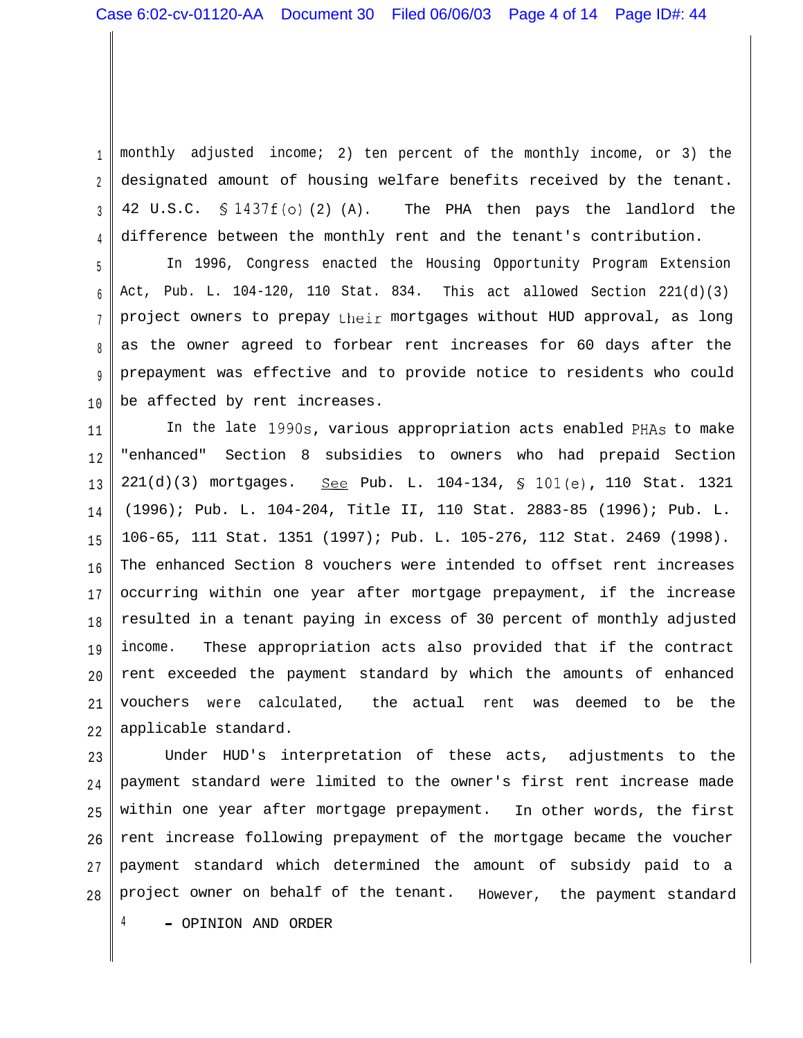monthly adjusted income; 2) ten percent of the monthly income, or 3) the designated amount of housing welfare benefits received by the tenant. 42 U.S.C. § 1437f(o)(2)(A). The PHA then pays the landlord the difference between the monthly rent and the tenant's contribution.

In 1996, Congress enacted the Housing Opportunity Program Extension Act, Pub. L. 104-120, 110 Stat. 834. This act allowed Section 221(d)(3) project owners to prepay their mortgages without HUD approval, as long as the owner agreed to forbear rent increases for 60 days after the prepayment was effective and to provide notice to residents who could be affected by rent increases.

In the late 1990s, various appropriation acts enabled PHAs to make "enhanced" Section 8 subsidies to owners who had prepaid Section 221(d)(3) mortgages. See Pub. L. 104-134, § 101(e), 110 Stat. 1321 (1996); Pub. L. 104-204, Title II, 110 Stat. 2883-85 (1996); Pub. L. 106-65, 111 Stat. 1351 (1997); Pub. L. 105-276, 112 Stat. 2469 (1998). The enhanced Section 8 vouchers were intended to offset rent increases occurring within one year after mortgage prepayment, if the increase resulted in a tenant paying in excess of 30 percent of monthly adjusted income. These appropriation acts also provided that if the contract rent exceeded the payment standard by which the amounts of enhanced vouchers were calculated, the actual rent was deemed to be the applicable standard.

Under HUD's interpretation of these acts, adjustments to the payment standard were limited to the owner's first rent increase made within one year after mortgage prepayment. In other words, the first rent increase following prepayment of the mortgage became the voucher payment standard which determined the amount of subsidy paid to a project owner on behalf of the tenant. However, the payment standard

4 - OPINION AND ORDER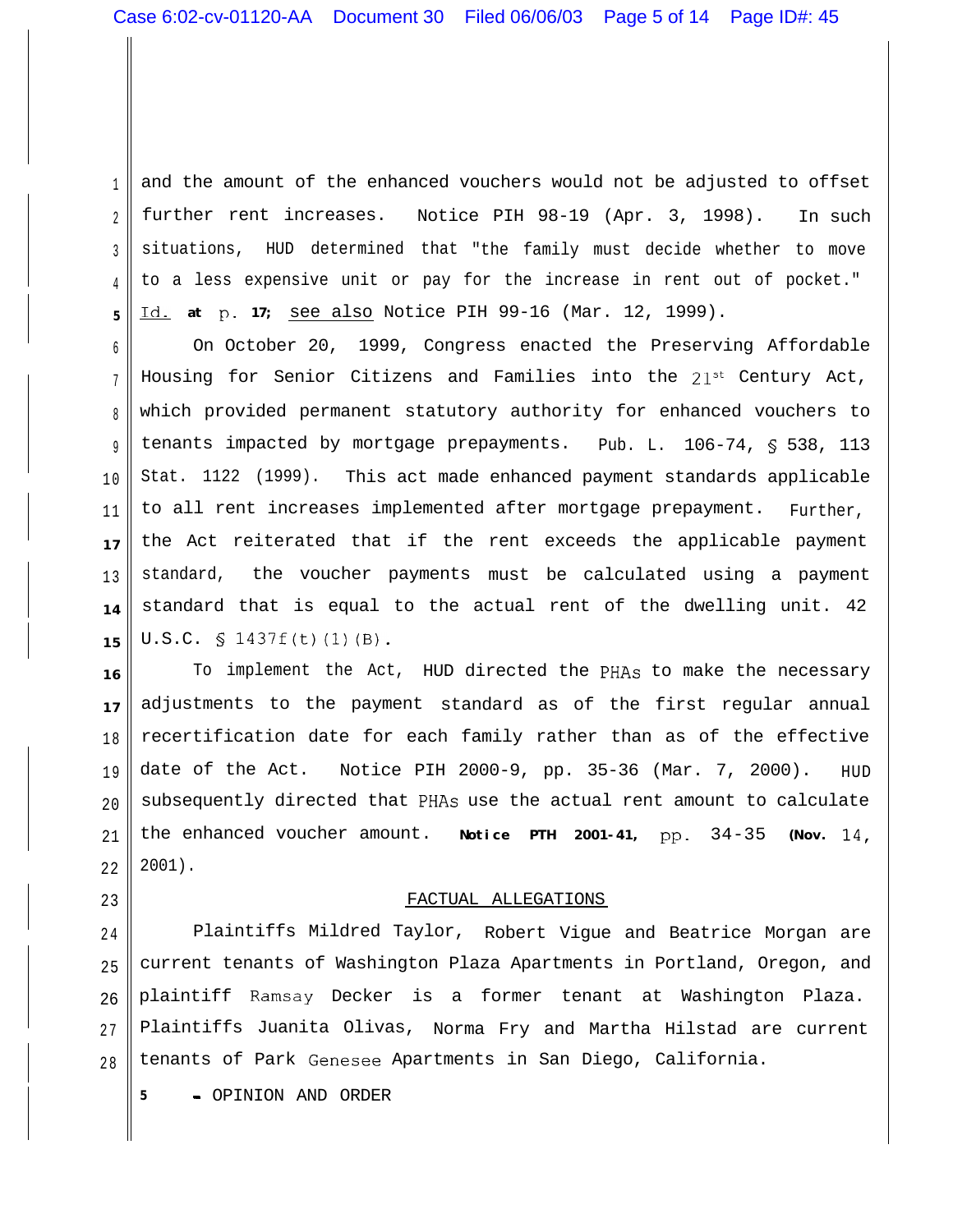and the amount of the enhanced vouchers would not be adjusted to offset further rent increases. Notice PIH 98-19 (Apr. 3, 1998). In such situations, HUD determined that "the family must decide whether to move to a less expensive unit or pay for the increase in rent out of pocket." Id. at p. 17; see also Notice PIH 99-16 (Mar. 12, 1999).

On October 20, 1999, Congress enacted the Preserving Affordable Housing for Senior Citizens and Families into the 21st Century Act, which provided permanent statutory authority for enhanced vouchers to tenants impacted by mortgage prepayments. Pub. L. 106-74, § 538, 113 Stat. 1122 (1999). This act made enhanced payment standards applicable to all rent increases implemented after mortgage prepayment. Further, the Act reiterated that if the rent exceeds the applicable payment standard, the voucher payments must be calculated using a payment standard that is equal to the actual rent of the dwelling unit. 42 U.S.C. § 1437f(t)(1)(B).

To implement the Act, HUD directed the PHAs to make the necessary adjustments to the payment standard as of the first regular annual recertification date for each family rather than as of the effective date of the Act. Notice PIH 2000-9, pp. 35-36 (Mar. 7, 2000). HUD subsequently directed that PHAs use the actual rent amount to calculate the enhanced voucher amount. Notice PTH 2001-41, pp. 34-35 (Nov. 14, 2001).

FACTUAL ALLEGATIONS

Plaintiffs Mildred Taylor, Robert Vigue and Beatrice Morgan are current tenants of Washington Plaza Apartments in Portland, Oregon, and plaintiff Ramsay Decker is a former tenant at Washington Plaza. Plaintiffs Juanita Olivas, Norma Fry and Martha Hilstad are current tenants of Park Genesee Apartments in San Diego, California.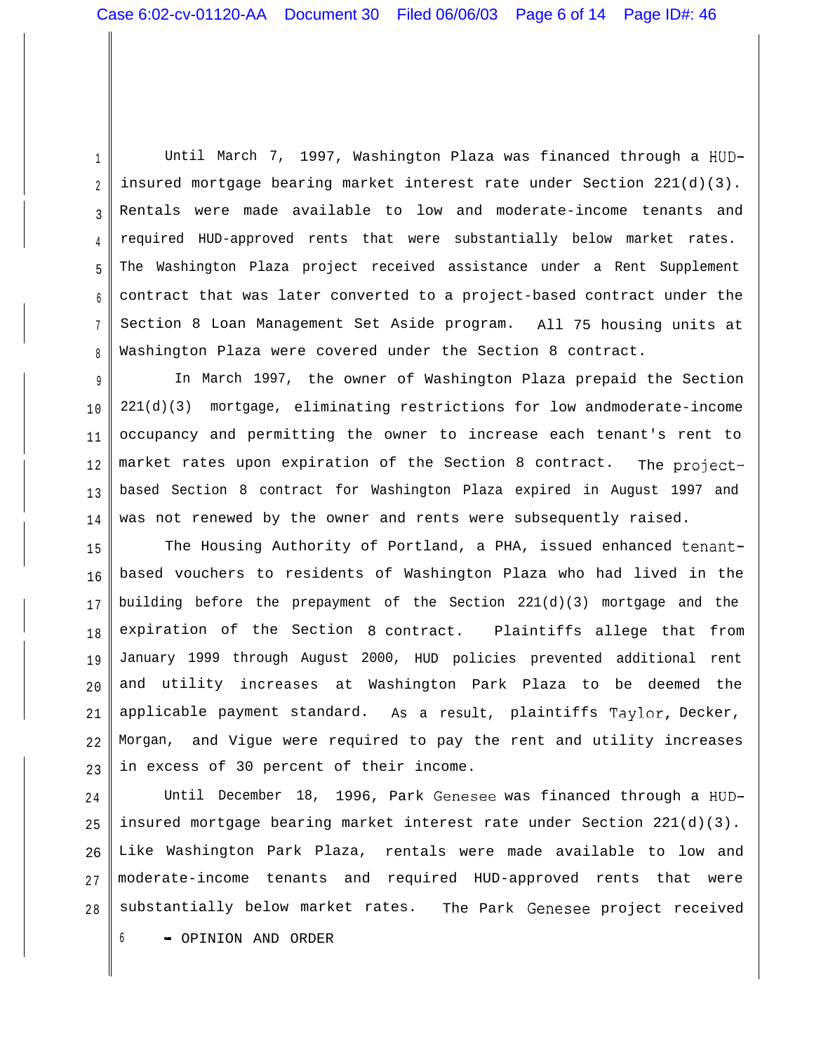Until March 7, 1997, Washington Plaza was financed through a HUD-insured mortgage bearing market interest rate under Section 221(d)(3). Rentals were made available to low and moderate-income tenants and required HUD-approved rents that were substantially below market rates. The Washington Plaza project received assistance under a Rent Supplement contract that was later converted to a project-based contract under the Section 8 Loan Management Set Aside program. All 75 housing units at Washington Plaza were covered under the Section 8 contract.

In March 1997, the owner of Washington Plaza prepaid the Section 221(d)(3) mortgage, eliminating restrictions for low andmoderate-income occupancy and permitting the owner to increase each tenant's rent to market rates upon expiration of the Section 8 contract. The project-based Section 8 contract for Washington Plaza expired in August 1997 and was not renewed by the owner and rents were subsequently raised.

The Housing Authority of Portland, a PHA, issued enhanced tenant-based vouchers to residents of Washington Plaza who had lived in the building before the prepayment of the Section 221(d)(3) mortgage and the expiration of the Section 8 contract. Plaintiffs allege that from January 1999 through August 2000, HUD policies prevented additional rent and utility increases at Washington Park Plaza to be deemed the applicable payment standard. As a result, plaintiffs Taylor, Decker, Morgan, and Vigue were required to pay the rent and utility increases in excess of 30 percent of their income.

Until December 18, 1996, Park Genesee was financed through a HUD-insured mortgage bearing market interest rate under Section 221(d)(3). Like Washington Park Plaza, rentals were made available to low and moderate-income tenants and required HUD-approved rents that were substantially below market rates. The Park Genesee project received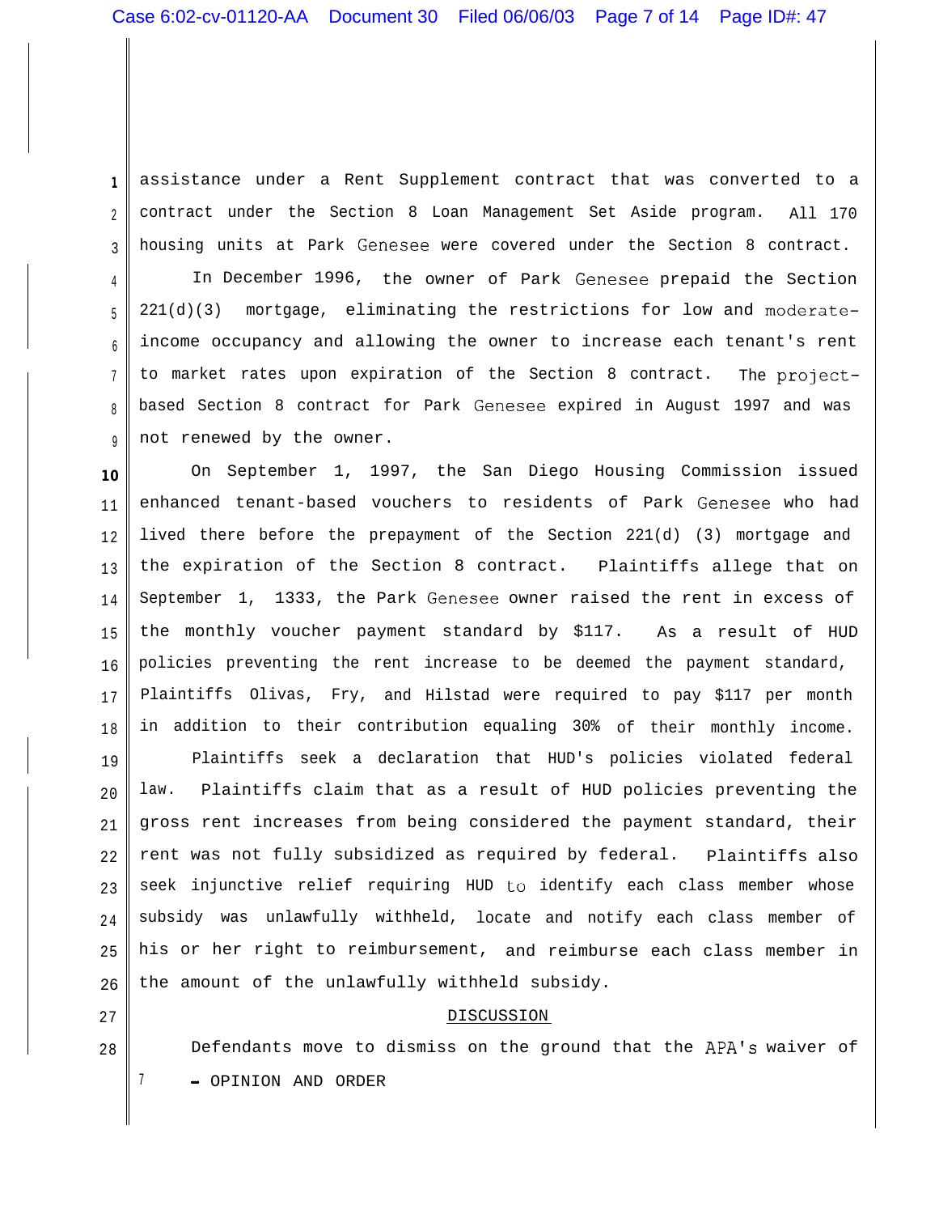assistance under a Rent Supplement contract that was converted to a contract under the Section 8 Loan Management Set Aside program. All 170 housing units at Park Genesee were covered under the Section 8 contract.

In December 1996, the owner of Park Genesee prepaid the Section 221(d)(3) mortgage, eliminating the restrictions for low and moderate-income occupancy and allowing the owner to increase each tenant's rent to market rates upon expiration of the Section 8 contract. The project-based Section 8 contract for Park Genesee expired in August 1997 and was not renewed by the owner.

On September 1, 1997, the San Diego Housing Commission issued enhanced tenant-based vouchers to residents of Park Genesee who had lived there before the prepayment of the Section 221(d) (3) mortgage and the expiration of the Section 8 contract. Plaintiffs allege that on September 1, 1333, the Park Genesee owner raised the rent in excess of the monthly voucher payment standard by $117. As a result of HUD policies preventing the rent increase to be deemed the payment standard, Plaintiffs Olivas, Fry, and Hilstad were required to pay $117 per month in addition to their contribution equaling 30% of their monthly income.

Plaintiffs seek a declaration that HUD's policies violated federal law. Plaintiffs claim that as a result of HUD policies preventing the gross rent increases from being considered the payment standard, their rent was not fully subsidized as required by federal. Plaintiffs also seek injunctive relief requiring HUD to identify each class member whose subsidy was unlawfully withheld, locate and notify each class member of his or her right to reimbursement, and reimburse each class member in the amount of the unlawfully withheld subsidy.

## DISCUSSION

Defendants move to dismiss on the ground that the APA's waiver of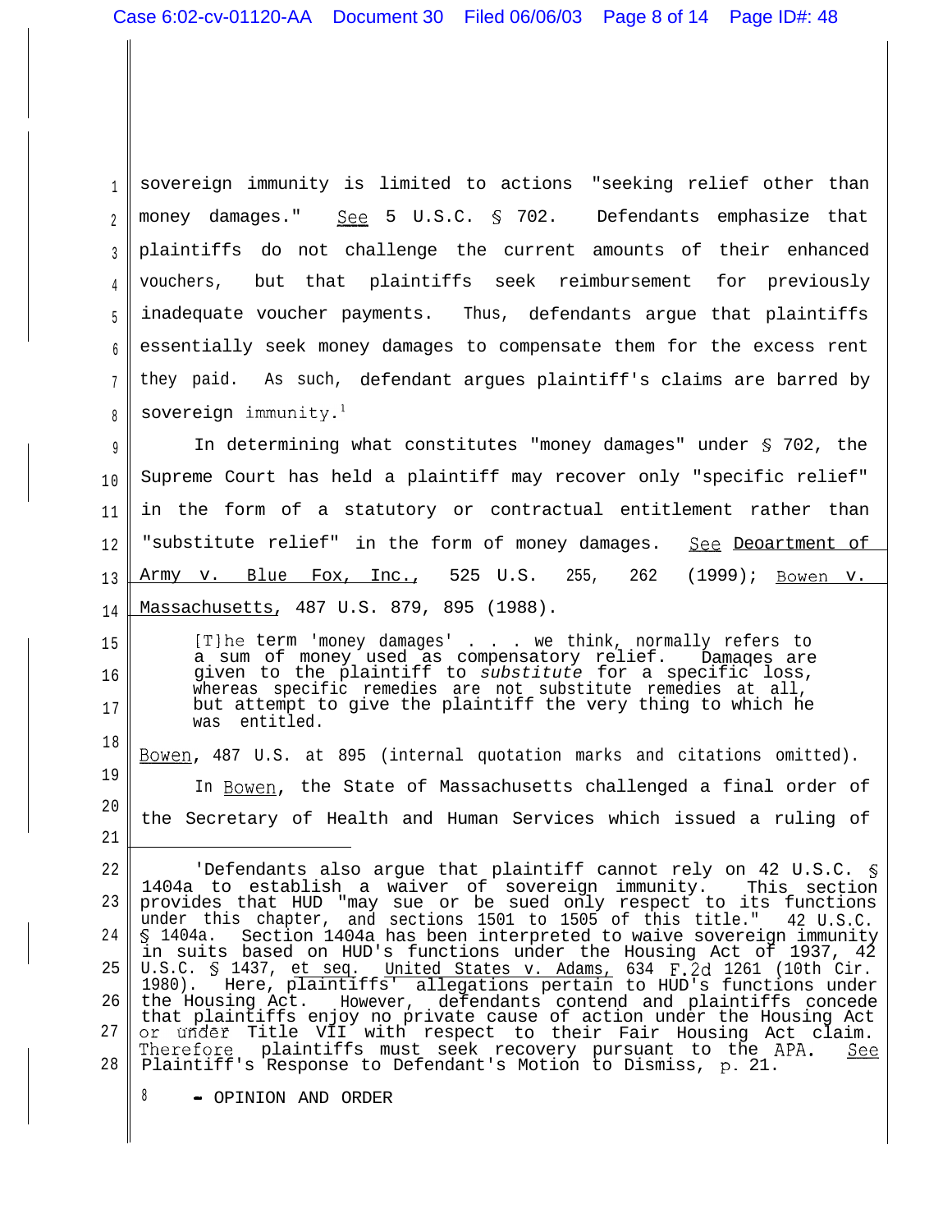sovereign immunity is limited to actions "seeking relief other than money damages." See 5 U.S.C. § 702. Defendants emphasize that plaintiffs do not challenge the current amounts of their enhanced vouchers, but that plaintiffs seek reimbursement for previously inadequate voucher payments. Thus, defendants argue that plaintiffs essentially seek money damages to compensate them for the excess rent they paid. As such, defendant argues plaintiff's claims are barred by sovereign immunity.[1]

In determining what constitutes "money damages" under § 702, the Supreme Court has held a plaintiff may recover only "specific relief" in the form of a statutory or contractual entitlement rather than "substitute relief" in the form of money damages. See Deoartment of Army v. Blue Fox, Inc., 525 U.S. 255, 262 (1999); Bowen v. Massachusetts, 487 U.S. 879, 895 (1988).

> [T]he term 'money damages' . . . we think, normally refers to a sum of money used as compensatory relief. Damages are given to the plaintiff to *substitute* for a specific loss, whereas specific remedies are not substitute remedies at all, but attempt to give the plaintiff the very thing to which he was entitled.

Bowen, 487 U.S. at 895 (internal quotation marks and citations omitted).

In Bowen, the State of Massachusetts challenged a final order of the Secretary of Health and Human Services which issued a ruling of

---

[1]Defendants also argue that plaintiff cannot rely on 42 U.S.C. § 1404a to establish a waiver of sovereign immunity. This section provides that HUD "may sue or be sued only respect to its functions under this chapter, and sections 1501 to 1505 of this title." 42 U.S.C. § 1404a. Section 1404a has been interpreted to waive sovereign immunity in suits based on HUD's functions under the Housing Act of 1937, 42 U.S.C. § 1437, et seq. United States v. Adams, 634 F.2d 1261 (10th Cir. 1980). Here, plaintiffs' allegations pertain to HUD's functions under the Housing Act. However, defendants contend and plaintiffs concede that plaintiffs enjoy no private cause of action under the Housing Act or under Title VII with respect to their Fair Housing Act claim. Therefore plaintiffs must seek recovery pursuant to the APA. See Plaintiff's Response to Defendant's Motion to Dismiss, p. 21.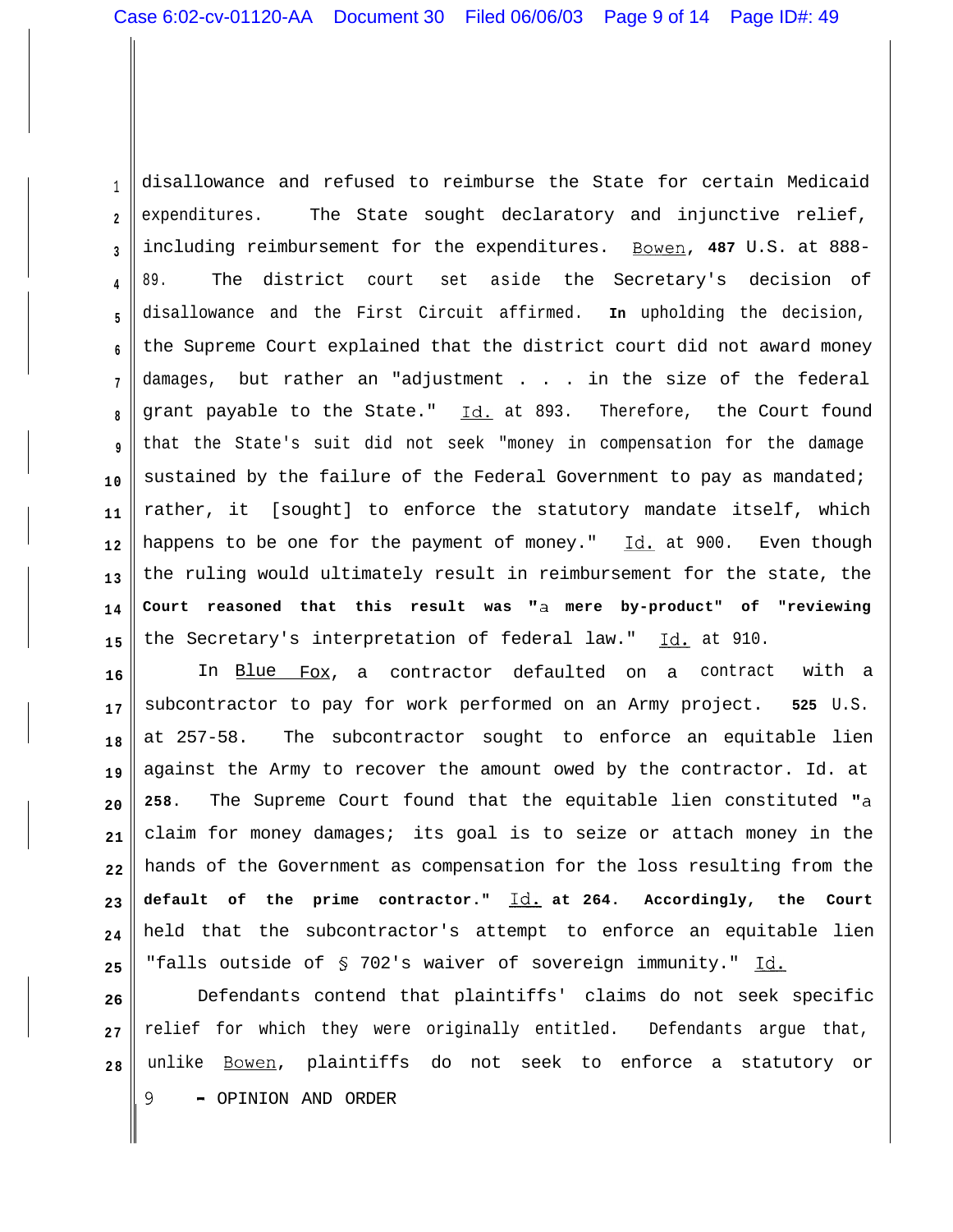disallowance and refused to reimburse the State for certain Medicaid expenditures. The State sought declaratory and injunctive relief, including reimbursement for the expenditures. Bowen, 487 U.S. at 888-89. The district court set aside the Secretary's decision of disallowance and the First Circuit affirmed. In upholding the decision, the Supreme Court explained that the district court did not award money damages, but rather an "adjustment . . . in the size of the federal grant payable to the State." Id. at 893. Therefore, the Court found that the State's suit did not seek "money in compensation for the damage sustained by the failure of the Federal Government to pay as mandated; rather, it [sought] to enforce the statutory mandate itself, which happens to be one for the payment of money." Id. at 900. Even though the ruling would ultimately result in reimbursement for the state, the Court reasoned that this result was "a mere by-product" of "reviewing the Secretary's interpretation of federal law." Id. at 910.

In Blue Fox, a contractor defaulted on a contract with a subcontractor to pay for work performed on an Army project. 525 U.S. at 257-58. The subcontractor sought to enforce an equitable lien against the Army to recover the amount owed by the contractor. Id. at 258. The Supreme Court found that the equitable lien constituted "a claim for money damages; its goal is to seize or attach money in the hands of the Government as compensation for the loss resulting from the default of the prime contractor." Id. at 264. Accordingly, the Court held that the subcontractor's attempt to enforce an equitable lien "falls outside of § 702's waiver of sovereign immunity." Id.

Defendants contend that plaintiffs' claims do not seek specific relief for which they were originally entitled. Defendants argue that, unlike Bowen, plaintiffs do not seek to enforce a statutory or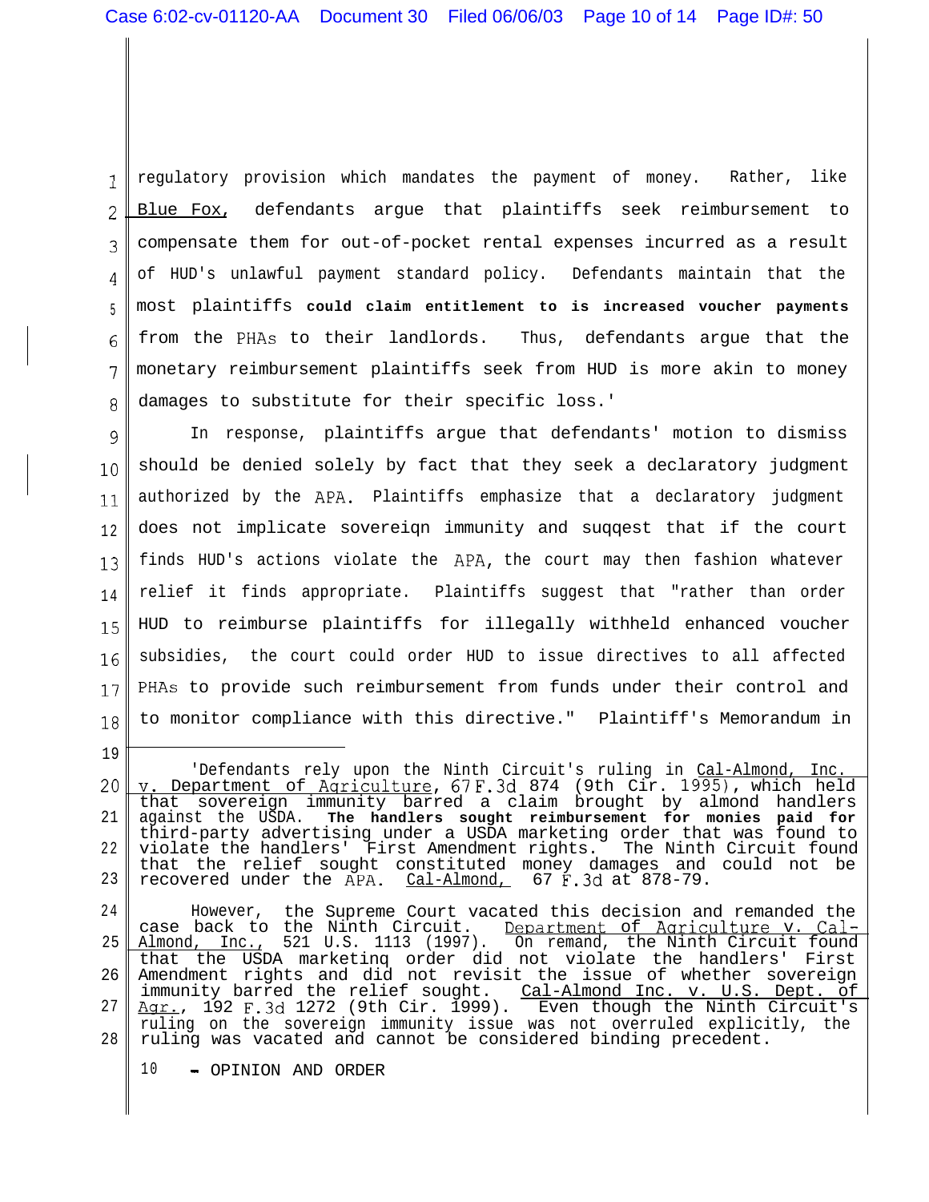regulatory provision which mandates the payment of money. Rather, like Blue Fox, defendants argue that plaintiffs seek reimbursement to compensate them for out-of-pocket rental expenses incurred as a result of HUD's unlawful payment standard policy. Defendants maintain that the most plaintiffs **could claim entitlement to is increased voucher payments** from the PHAs to their landlords. Thus, defendants argue that the monetary reimbursement plaintiffs seek from HUD is more akin to money damages to substitute for their specific loss.'

In response, plaintiffs argue that defendants' motion to dismiss should be denied solely by fact that they seek a declaratory judgment authorized by the APA. Plaintiffs emphasize that a declaratory judgment does not implicate sovereiqn immunity and suqqest that if the court finds HUD's actions violate the APA, the court may then fashion whatever relief it finds appropriate. Plaintiffs suggest that "rather than order HUD to reimburse plaintiffs for illegally withheld enhanced voucher subsidies, the court could order HUD to issue directives to all affected PHAs to provide such reimbursement from funds under their control and to monitor compliance with this directive." Plaintiff's Memorandum in

---

'Defendants rely upon the Ninth Circuit's ruling in Cal-Almond, Inc. v. Department of Agriculture, 67 F.3d 874 (9th Cir. 1995), which held that sovereign immunity barred a claim brought by almond handlers against the USDA. **The handlers sought reimbursement for monies paid for** third-party advertising under a USDA marketing order that was found to violate the handlers' First Amendment rights. The Ninth Circuit found that the relief sought constituted money damages and could not be recovered under the APA. Cal-Almond, 67 F.3d at 878-79.

However, the Supreme Court vacated this decision and remanded the case back to the Ninth Circuit. Department of Agriculture v. Cal-Almond, Inc., 521 U.S. 1113 (1997). On remand, the Ninth Circuit found that the USDA marketinq order did not violate the handlers' First Amendment rights and did not revisit the issue of whether sovereign immunity barred the relief sought. Cal-Almond Inc. v. U.S. Dept. of Agr., 192 F.3d 1272 (9th Cir. 1999). Even though the Ninth Circuit's ruling on the sovereign immunity issue was not overruled explicitly, the ruling was vacated and cannot be considered binding precedent.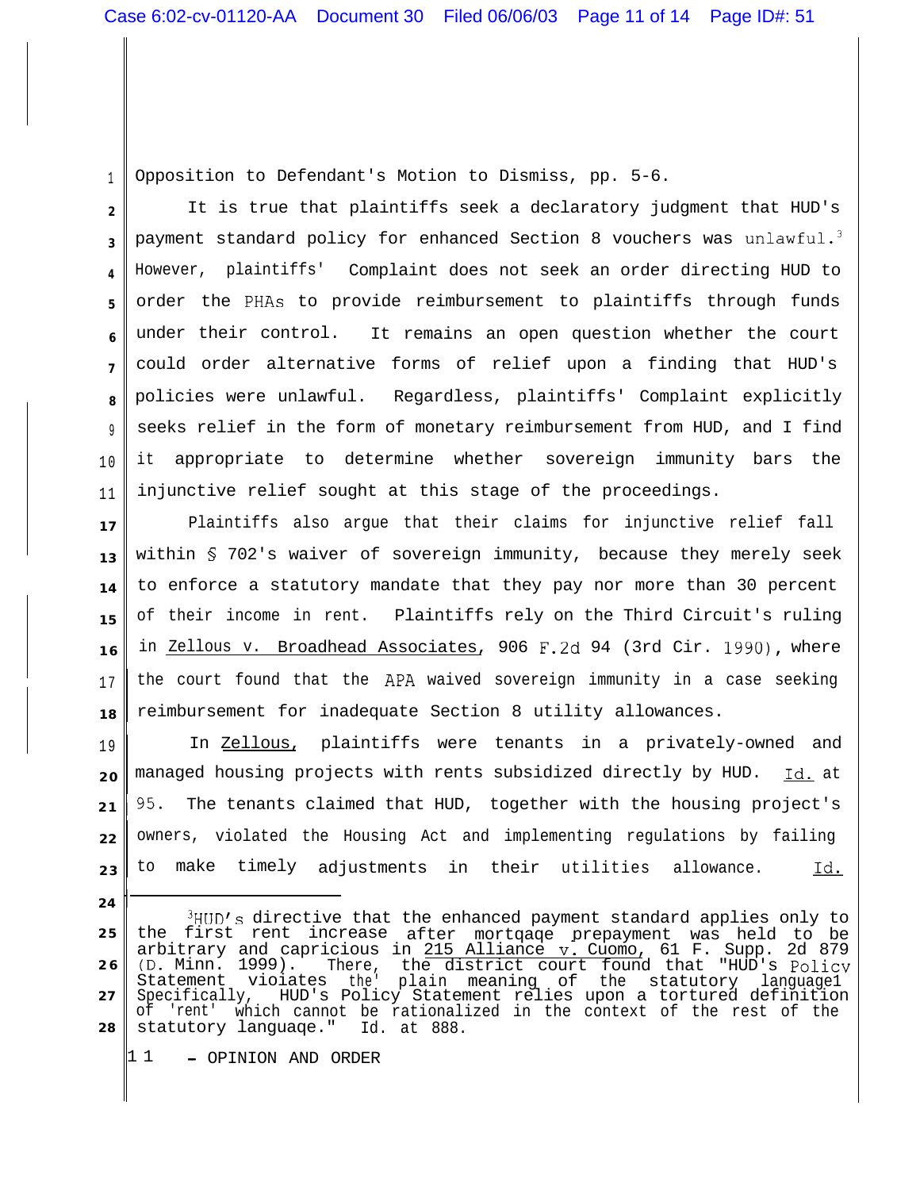Opposition to Defendant's Motion to Dismiss, pp. 5-6.

It is true that plaintiffs seek a declaratory judgment that HUD's payment standard policy for enhanced Section 8 vouchers was unlawful.[3] However, plaintiffs' Complaint does not seek an order directing HUD to order the PHAs to provide reimbursement to plaintiffs through funds under their control. It remains an open question whether the court could order alternative forms of relief upon a finding that HUD's policies were unlawful. Regardless, plaintiffs' Complaint explicitly seeks relief in the form of monetary reimbursement from HUD, and I find it appropriate to determine whether sovereign immunity bars the injunctive relief sought at this stage of the proceedings.

Plaintiffs also argue that their claims for injunctive relief fall within § 702's waiver of sovereign immunity, because they merely seek to enforce a statutory mandate that they pay nor more than 30 percent of their income in rent. Plaintiffs rely on the Third Circuit's ruling in Zellous v. Broadhead Associates, 906 F.2d 94 (3rd Cir. 1990), where the court found that the APA waived sovereign immunity in a case seeking reimbursement for inadequate Section 8 utility allowances.

In Zellous, plaintiffs were tenants in a privately-owned and managed housing projects with rents subsidized directly by HUD. Id. at 95. The tenants claimed that HUD, together with the housing project's owners, violated the Housing Act and implementing regulations by failing to make timely adjustments in their utilities allowance. Id.

---

[3] HUD's directive that the enhanced payment standard applies only to the first rent increase after mortgage prepayment was held to be arbitrary and capricious in 215 Alliance v. Cuomo, 61 F. Supp. 2d 879 (D. Minn. 1999). There, the district court found that "HUD's Policy Statement violates the plain meaning of the statutory language. Specifically, HUD's Policy Statement relies upon a tortured definition of 'rent' which cannot be rationalized in the context of the rest of the statutory language." Id. at 888.

11 - OPINION AND ORDER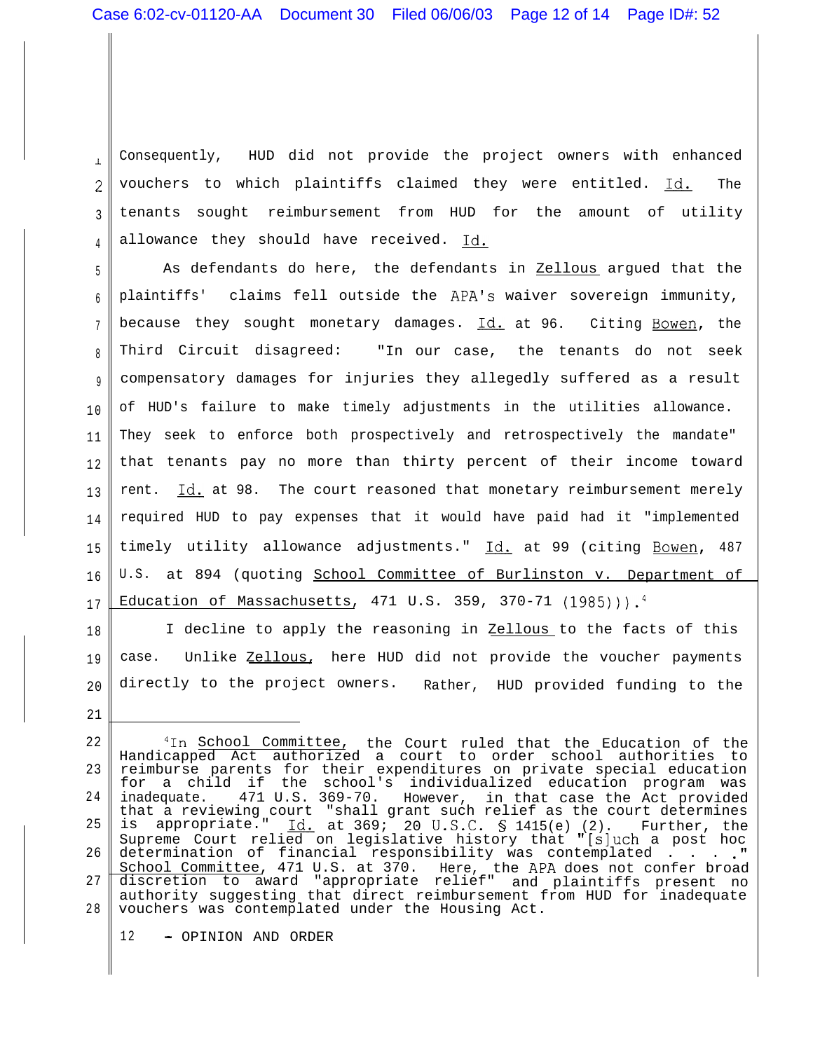Consequently, HUD did not provide the project owners with enhanced vouchers to which plaintiffs claimed they were entitled. Id. The tenants sought reimbursement from HUD for the amount of utility allowance they should have received. Id.

As defendants do here, the defendants in Zellous argued that the plaintiffs' claims fell outside the APA's waiver sovereign immunity, because they sought monetary damages. Id. at 96. Citing Bowen, the Third Circuit disagreed: "In our case, the tenants do not seek compensatory damages for injuries they allegedly suffered as a result of HUD's failure to make timely adjustments in the utilities allowance. They seek to enforce both prospectively and retrospectively the mandate" that tenants pay no more than thirty percent of their income toward rent. Id. at 98. The court reasoned that monetary reimbursement merely required HUD to pay expenses that it would have paid had it "implemented timely utility allowance adjustments." Id. at 99 (citing Bowen, 487 U.S. at 894 (quoting School Committee of Burlinston v. Department of Education of Massachusetts, 471 U.S. 359, 370-71 (1985))).[4]

I decline to apply the reasoning in Zellous to the facts of this case. Unlike Zellous, here HUD did not provide the voucher payments directly to the project owners. Rather, HUD provided funding to the

---

[4] In School Committee, the Court ruled that the Education of the Handicapped Act authorized a court to order school authorities to reimburse parents for their expenditures on private special education for a child if the school's individualized education program was inadequate. 471 U.S. 369-70. However, in that case the Act provided that a reviewing court "shall grant such relief as the court determines is appropriate." Id. at 369; 20 U.S.C. § 1415(e)(2). Further, the Supreme Court relied on legislative history that "[s]uch a post hoc determination of financial responsibility was contemplated . . . ." School Committee, 471 U.S. at 370. Here, the APA does not confer broad discretion to award "appropriate relief" and plaintiffs present no authority suggesting that direct reimbursement from HUD for inadequate vouchers was contemplated under the Housing Act.

12 - OPINION AND ORDER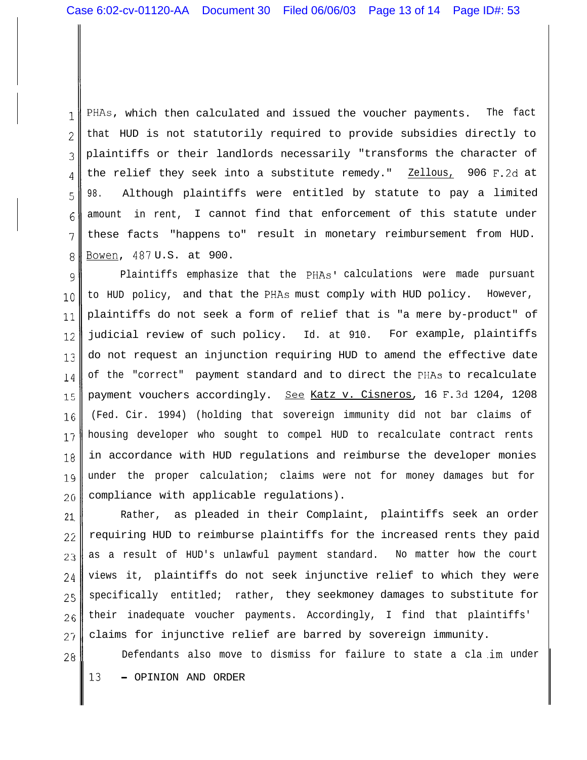PHAs, which then calculated and issued the voucher payments. The fact that HUD is not statutorily required to provide subsidies directly to plaintiffs or their landlords necessarily "transforms the character of the relief they seek into a substitute remedy." Zellous, 906 F.2d at 98. Although plaintiffs were entitled by statute to pay a limited amount in rent, I cannot find that enforcement of this statute under these facts "happens to" result in monetary reimbursement from HUD. Bowen, 487 U.S. at 900.

Plaintiffs emphasize that the PHAs' calculations were made pursuant to HUD policy, and that the PHAs must comply with HUD policy. However, plaintiffs do not seek a form of relief that is "a mere by-product" of judicial review of such policy. Id. at 910. For example, plaintiffs do not request an injunction requiring HUD to amend the effective date of the "correct" payment standard and to direct the PHAs to recalculate payment vouchers accordingly. See Katz v. Cisneros, 16 F.3d 1204, 1208 (Fed. Cir. 1994) (holding that sovereign immunity did not bar claims of housing developer who sought to compel HUD to recalculate contract rents in accordance with HUD regulations and reimburse the developer monies under the proper calculation; claims were not for money damages but for compliance with applicable regulations).

Rather, as pleaded in their Complaint, plaintiffs seek an order requiring HUD to reimburse plaintiffs for the increased rents they paid as a result of HUD's unlawful payment standard. No matter how the court views it, plaintiffs do not seek injunctive relief to which they were specifically entitled; rather, they seekmoney damages to substitute for their inadequate voucher payments. Accordingly, I find that plaintiffs' claims for injunctive relief are barred by sovereign immunity.

Defendants also move to dismiss for failure to state a claim under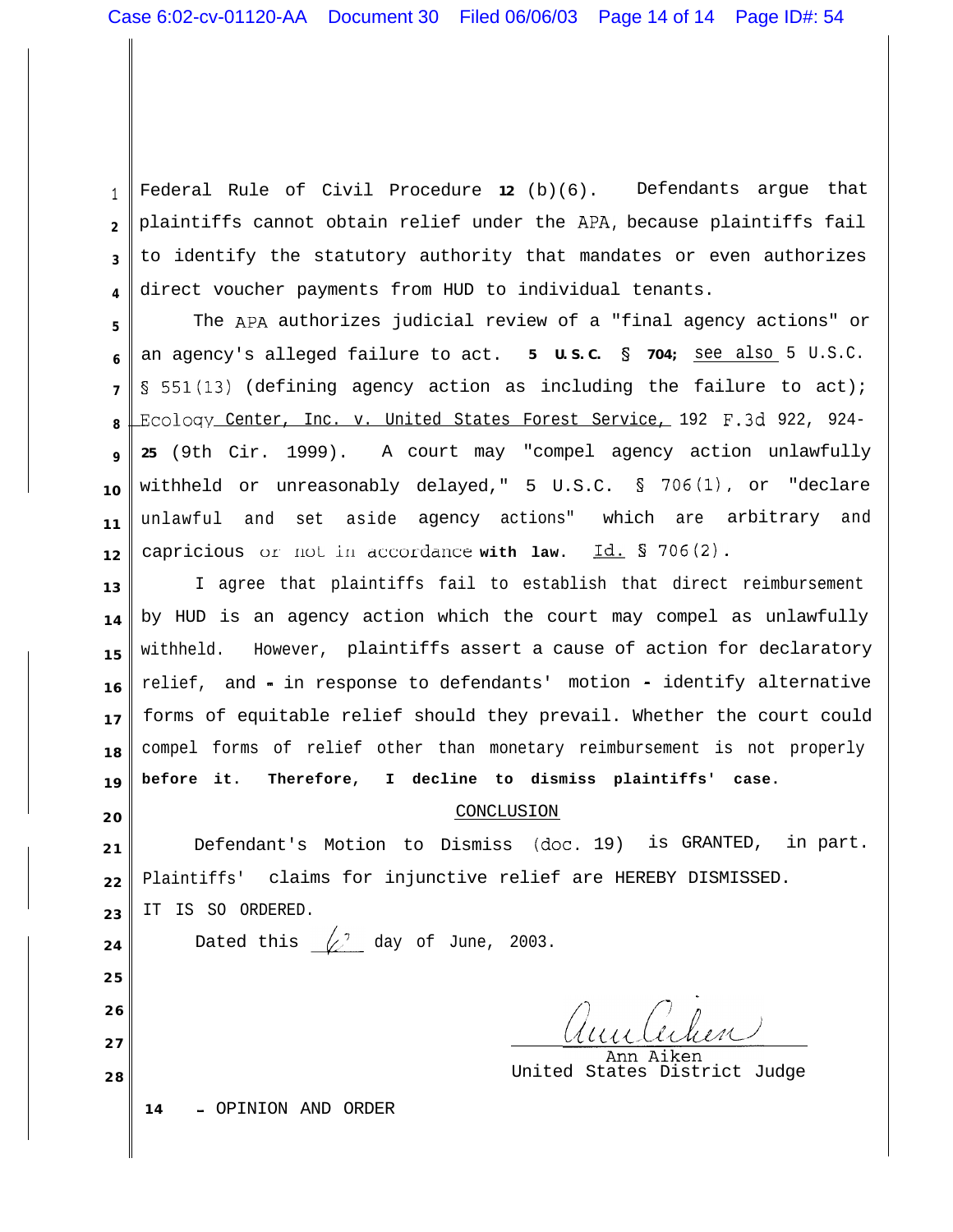Federal Rule of Civil Procedure 12 (b)(6). Defendants argue that plaintiffs cannot obtain relief under the APA, because plaintiffs fail to identify the statutory authority that mandates or even authorizes direct voucher payments from HUD to individual tenants.

The APA authorizes judicial review of a "final agency actions" or an agency's alleged failure to act. 5 U.S.C. § 704; see also 5 U.S.C. § 551(13) (defining agency action as including the failure to act); Ecology Center, Inc. v. United States Forest Service, 192 F.3d 922, 924-25 (9th Cir. 1999). A court may "compel agency action unlawfully withheld or unreasonably delayed," 5 U.S.C. § 706(1), or "declare unlawful and set aside agency actions" which are arbitrary and capricious or not in accordance with law. Id. § 706(2).

I agree that plaintiffs fail to establish that direct reimbursement by HUD is an agency action which the court may compel as unlawfully withheld. However, plaintiffs assert a cause of action for declaratory relief, and - in response to defendants' motion - identify alternative forms of equitable relief should they prevail. Whether the court could compel forms of relief other than monetary reimbursement is not properly before it. Therefore, I decline to dismiss plaintiffs' case.

## CONCLUSION

Defendant's Motion to Dismiss (doc. 19) is GRANTED, in part. Plaintiffs' claims for injunctive relief are HEREBY DISMISSED.

IT IS SO ORDERED.

Dated this 6 day of June, 2003.

Ann Aiken
United States District Judge

14 - OPINION AND ORDER